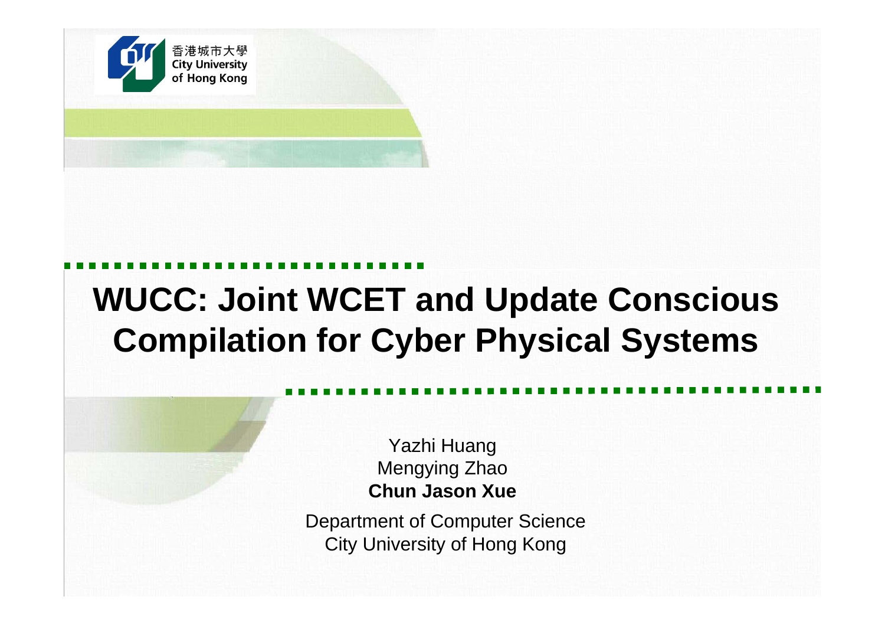香港城市大學
City University of Hong Kong

# WUCC: Joint WCET and Update Conscious Compilation for Cyber Physical Systems

Yazhi Huang
Mengying Zhao
**Chun Jason Xue**

Department of Computer Science
City University of Hong Kong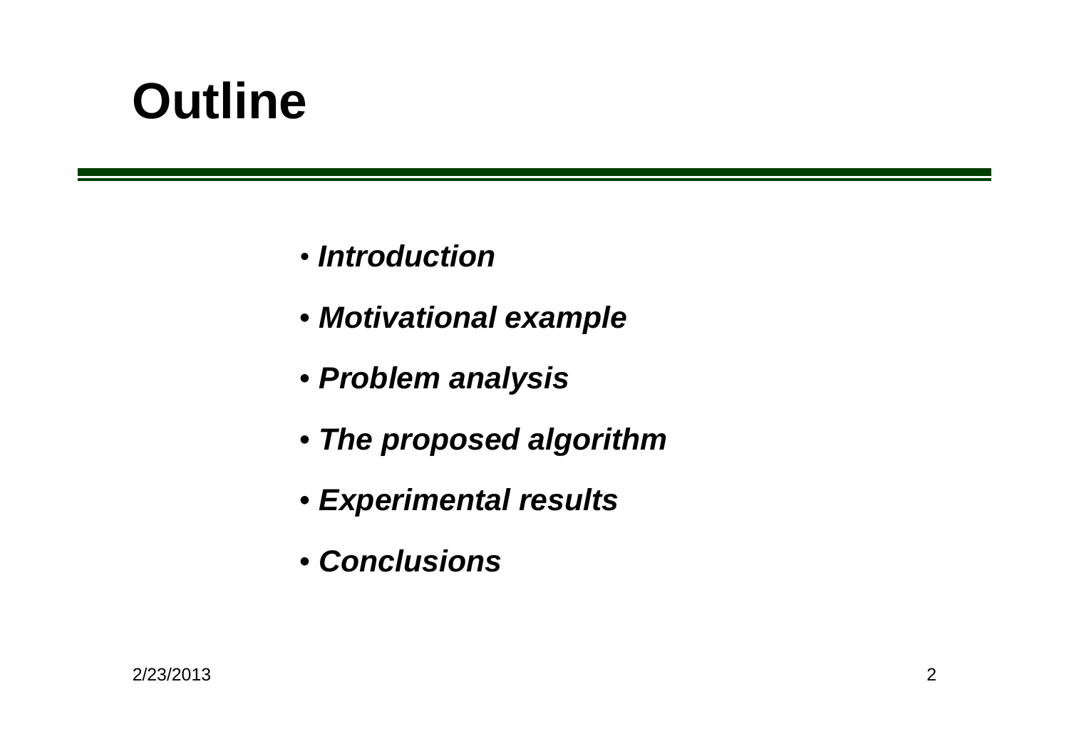# Outline

- ***Introduction***
- ***Motivational example***
- ***Problem analysis***
- ***The proposed algorithm***
- ***Experimental results***
- ***Conclusions***

2/23/2013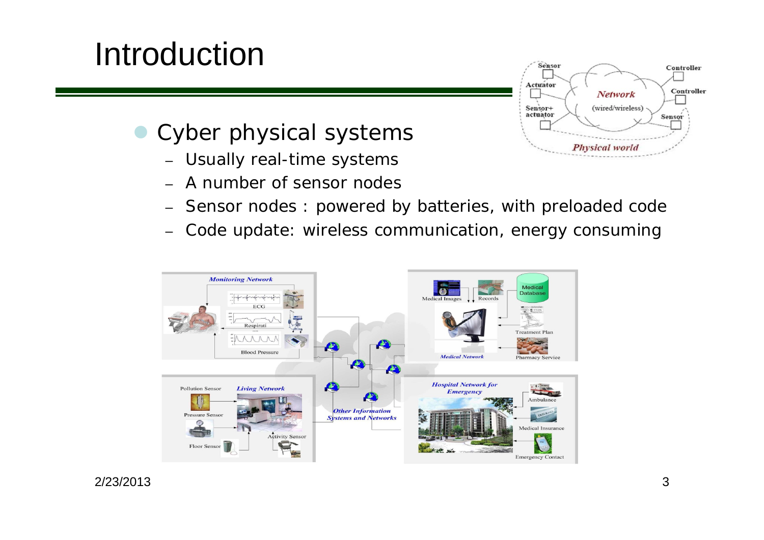# Introduction

- Cyber physical systems
  - Usually real-time systems
  - A number of sensor nodes
  - Sensor nodes : powered by batteries, with preloaded code
  - Code update: wireless communication, energy consuming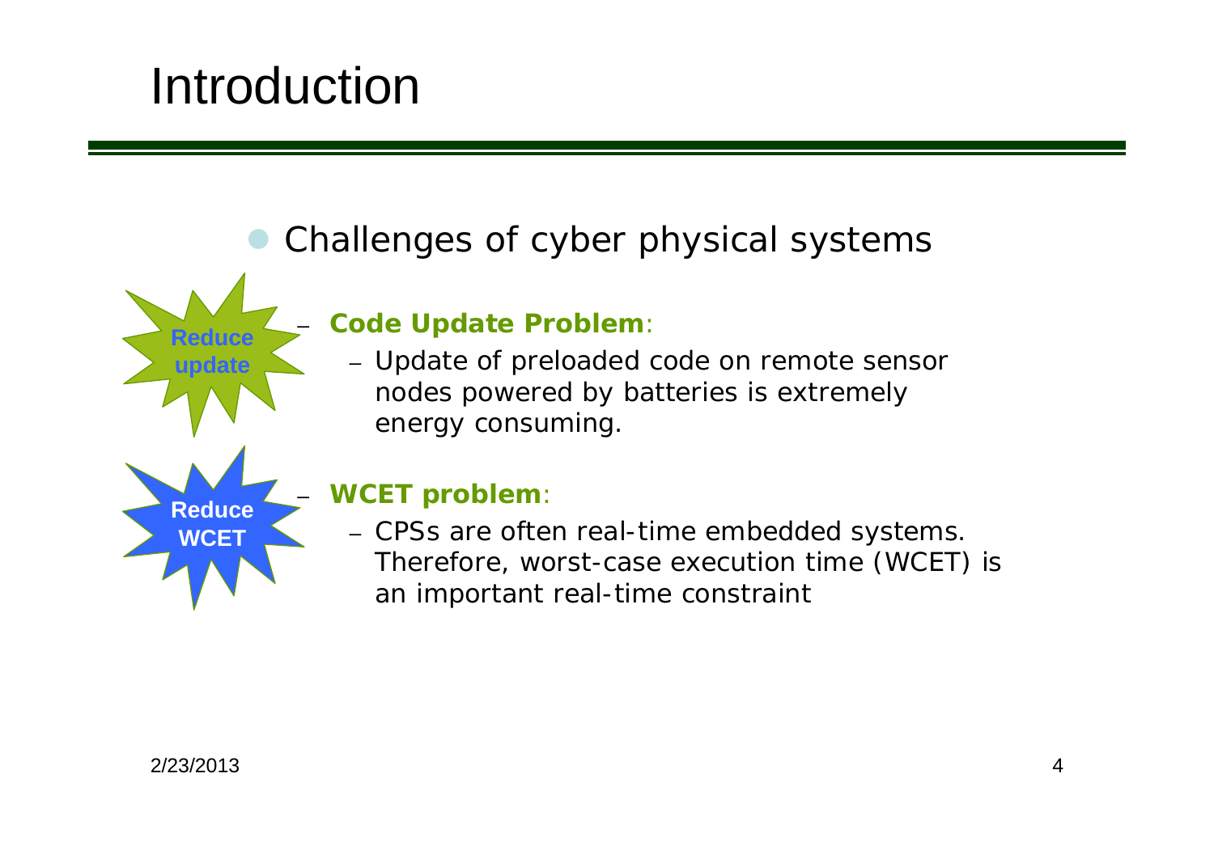# Introduction

- Challenges of cyber physical systems

Reduce update

- **Code Update Problem**:
  - Update of preloaded code on remote sensor nodes powered by batteries is extremely energy consuming.

Reduce WCET

- **WCET problem**:
  - CPSs are often real-time embedded systems. Therefore, worst-case execution time (WCET) is an important real-time constraint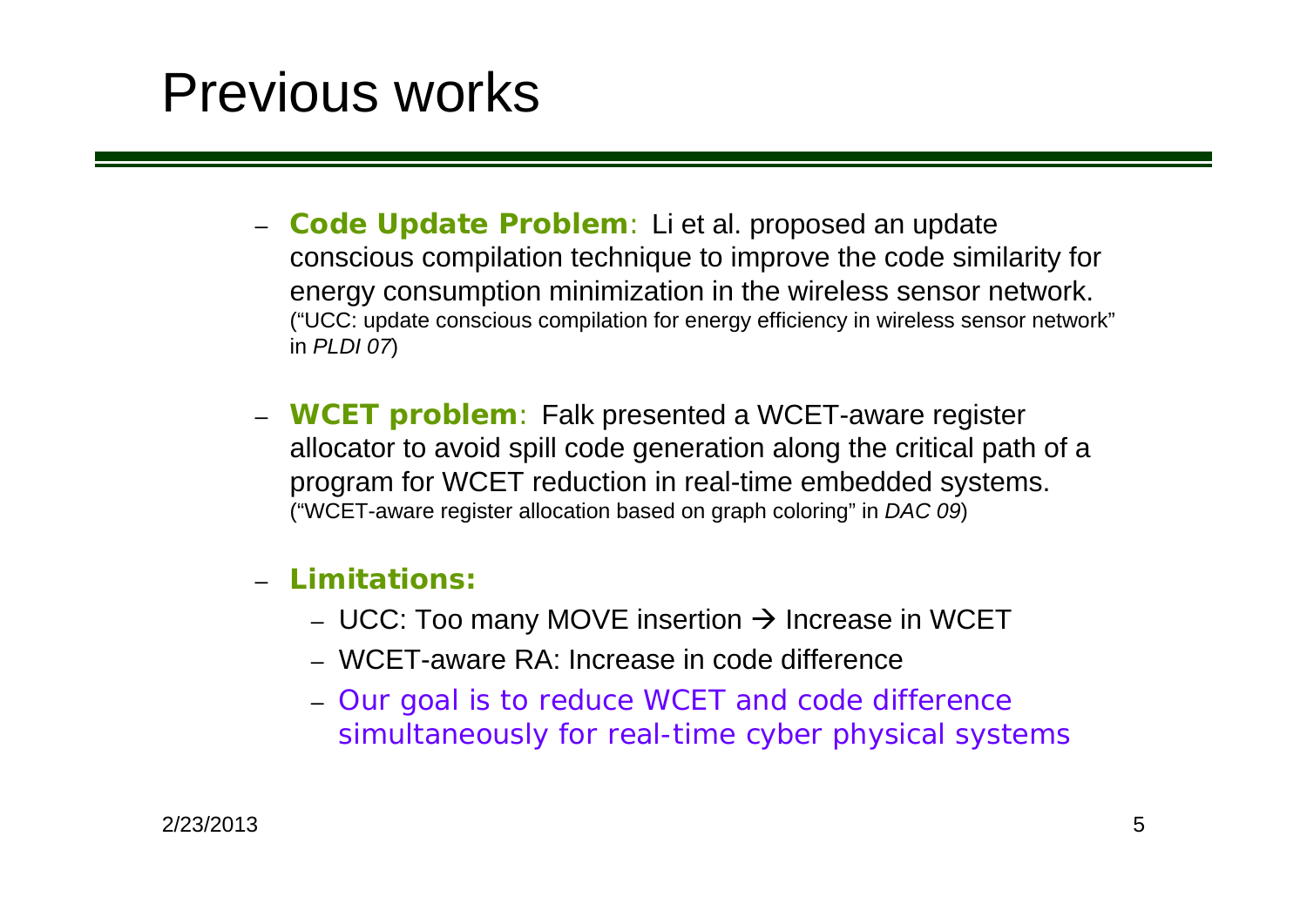# Previous works

- **Code Update Problem**: Li et al. proposed an update conscious compilation technique to improve the code similarity for energy consumption minimization in the wireless sensor network. ("UCC: update conscious compilation for energy efficiency in wireless sensor network" in *PLDI 07*)
- **WCET problem**: Falk presented a WCET-aware register allocator to avoid spill code generation along the critical path of a program for WCET reduction in real-time embedded systems. ("WCET-aware register allocation based on graph coloring" in *DAC 09*)
- **Limitations:**
  - UCC: Too many MOVE insertion → Increase in WCET
  - WCET-aware RA: Increase in code difference
  - Our goal is to reduce WCET and code difference simultaneously for real-time cyber physical systems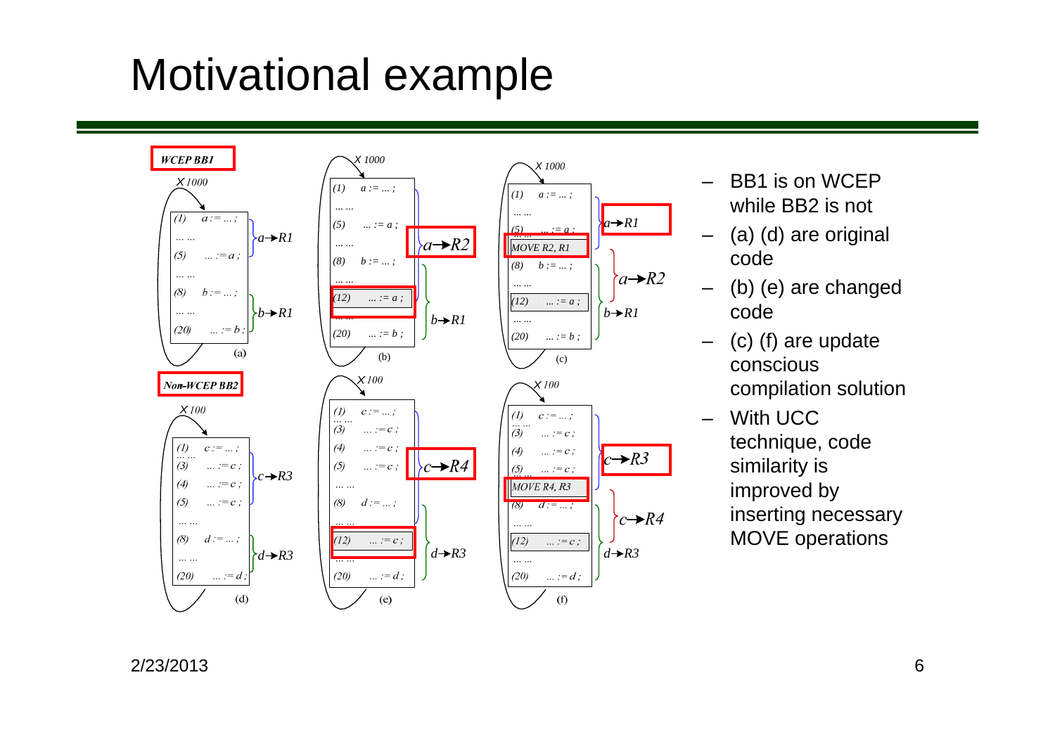# Motivational example

- BB1 is on WCEP while BB2 is not
- (a) (d) are original code
- (b) (e) are changed code
- (c) (f) are update conscious compilation solution
- With UCC technique, code similarity is improved by inserting necessary MOVE operations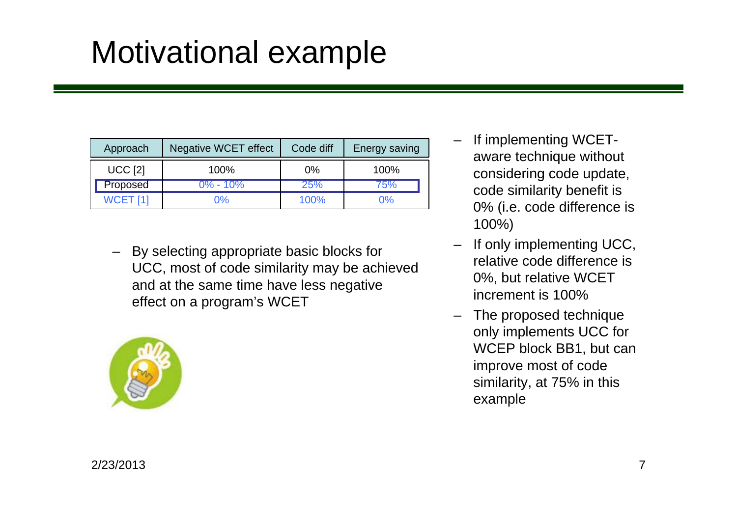# Motivational example

| Approach | Negative WCET effect | Code diff | Energy saving |
|---|---|---|---|
| UCC [2] | 100% | 0% | 100% |
| Proposed | 0% - 10% | 25% | 75% |
| WCET [1] | 0% | 100% | 0% |

- By selecting appropriate basic blocks for UCC, most of code similarity may be achieved and at the same time have less negative effect on a program's WCET

- If implementing WCET-aware technique without considering code update, code similarity benefit is 0% (i.e. code difference is 100%)
- If only implementing UCC, relative code difference is 0%, but relative WCET increment is 100%
- The proposed technique only implements UCC for WCEP block BB1, but can improve most of code similarity, at 75% in this example

2/23/2013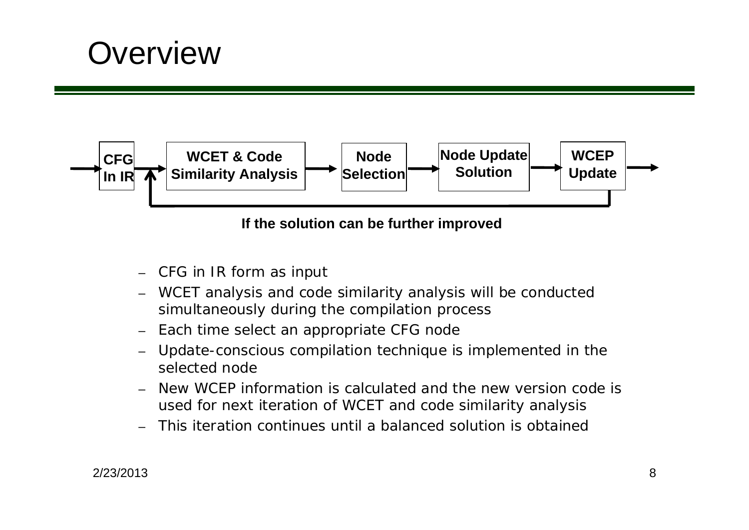# Overview

CFG In IR → WCET & Code Similarity Analysis → Node Selection → Node Update Solution → WCEP Update →

If the solution can be further improved

- CFG in IR form as input
- WCET analysis and code similarity analysis will be conducted simultaneously during the compilation process
- Each time select an appropriate CFG node
- Update-conscious compilation technique is implemented in the selected node
- New WCEP information is calculated and the new version code is used for next iteration of WCET and code similarity analysis
- This iteration continues until a balanced solution is obtained

2/23/2013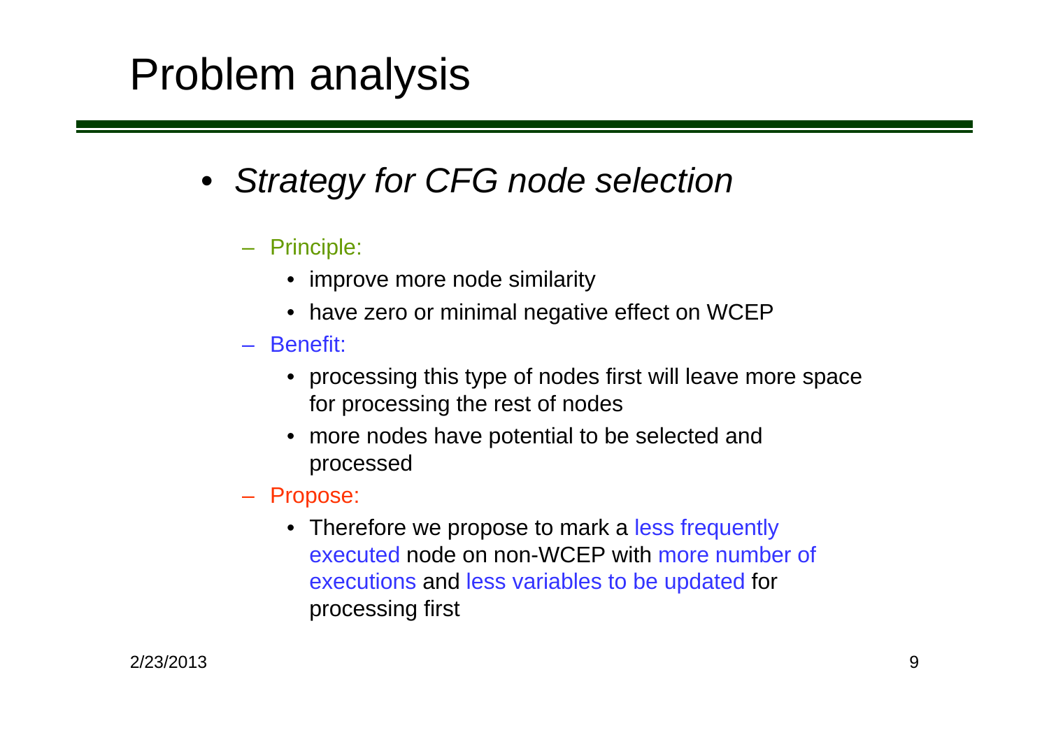# Problem analysis

- *Strategy for CFG node selection*
  - Principle:
    - improve more node similarity
    - have zero or minimal negative effect on WCEP
  - Benefit:
    - processing this type of nodes first will leave more space for processing the rest of nodes
    - more nodes have potential to be selected and processed
  - Propose:
    - Therefore we propose to mark a less frequently executed node on non-WCEP with more number of executions and less variables to be updated for processing first

2/23/2013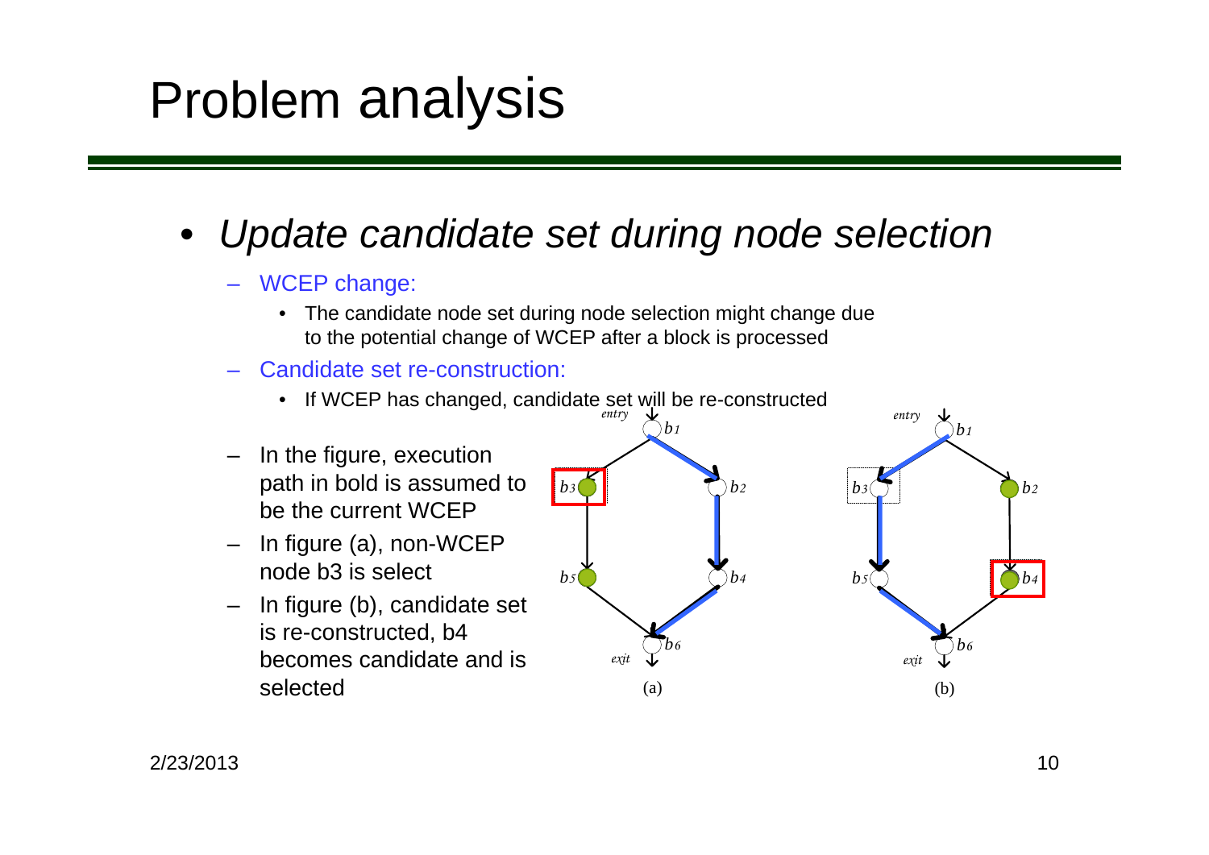# Problem analysis

- *Update candidate set during node selection*
  - WCEP change:
    - The candidate node set during node selection might change due to the potential change of WCEP after a block is processed
  - Candidate set re-construction:
    - If WCEP has changed, candidate set will be re-constructed
  - In the figure, execution path in bold is assumed to be the current WCEP
  - In figure (a), non-WCEP node b3 is select
  - In figure (b), candidate set is re-constructed, b4 becomes candidate and is selected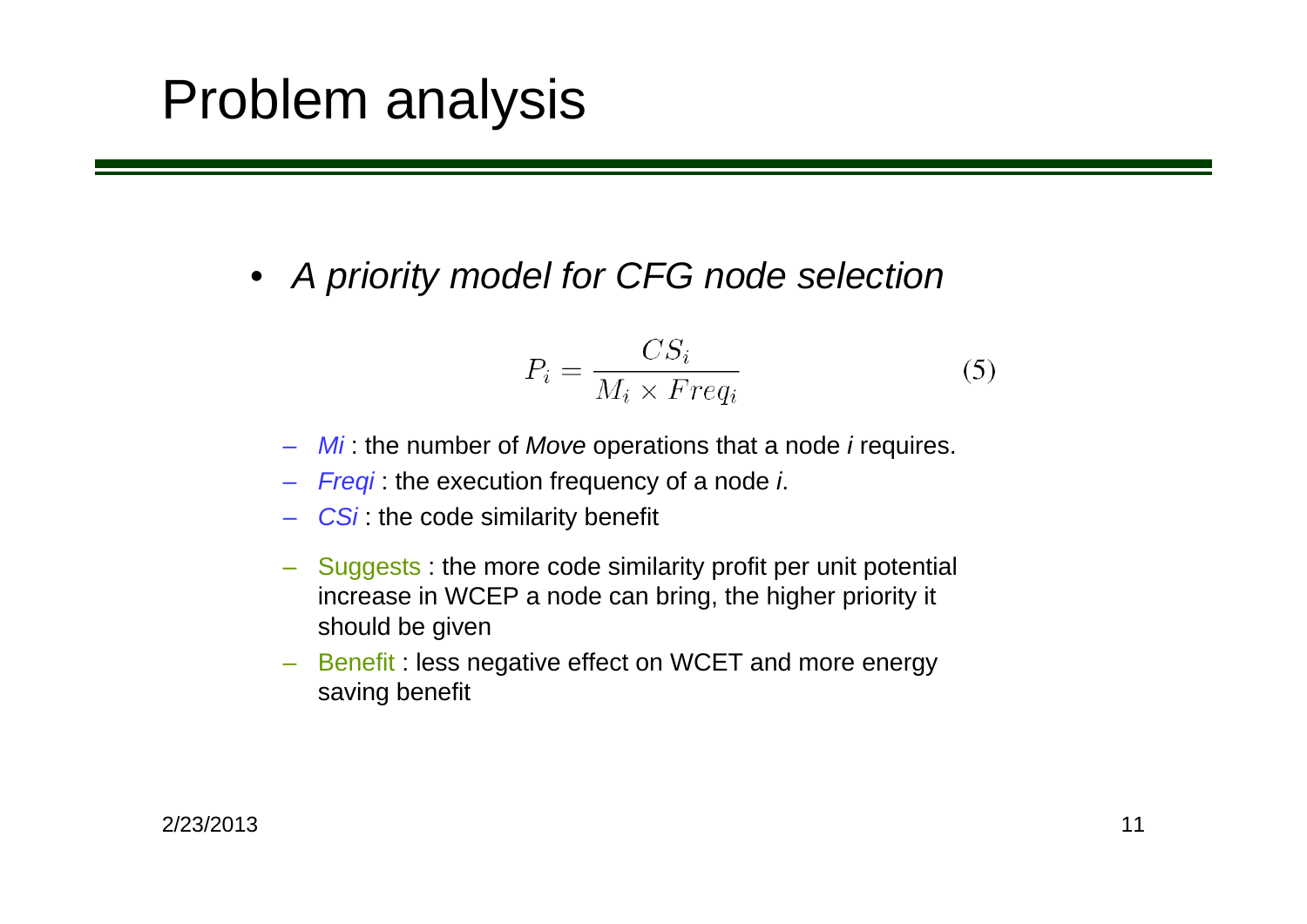# Problem analysis

- *A priority model for CFG node selection*

$$P_i = \frac{CS_i}{M_i \times Freq_i} \qquad (5)$$

  - *Mi* : the number of *Move* operations that a node *i* requires.
  - *Freqi* : the execution frequency of a node *i*.
  - *CSi* : the code similarity benefit
  - Suggests : the more code similarity profit per unit potential increase in WCEP a node can bring, the higher priority it should be given
  - Benefit : less negative effect on WCET and more energy saving benefit

2/23/2013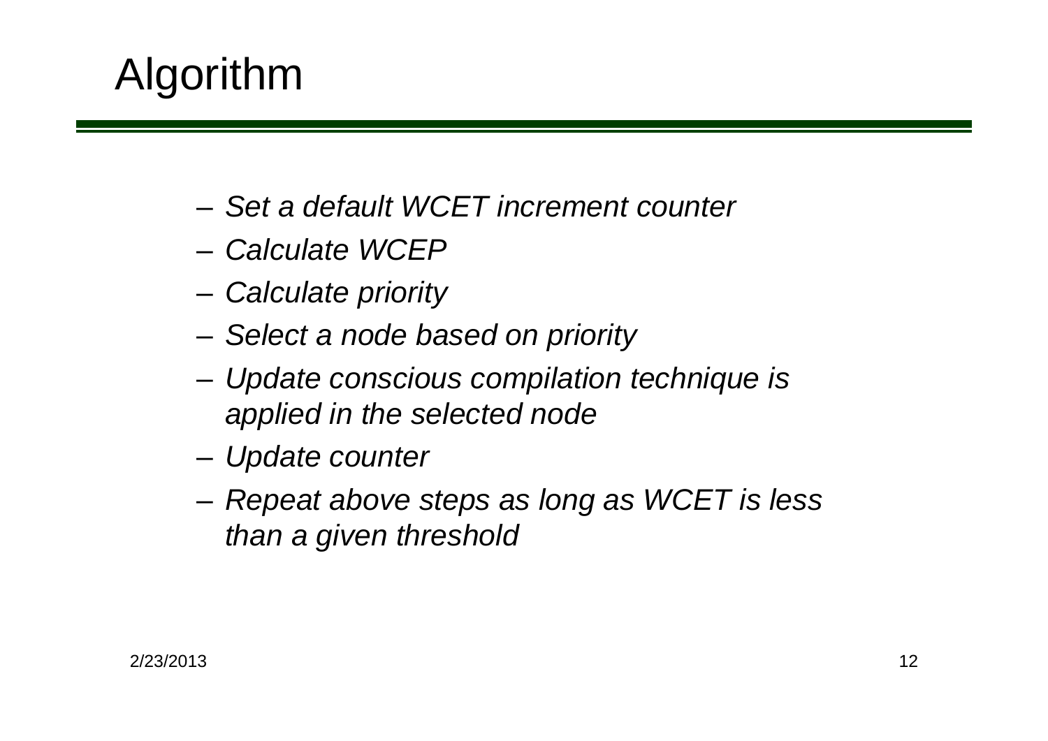# Algorithm

- *Set a default WCET increment counter*
- *Calculate WCEP*
- *Calculate priority*
- *Select a node based on priority*
- *Update conscious compilation technique is applied in the selected node*
- *Update counter*
- *Repeat above steps as long as WCET is less than a given threshold*

2/23/2013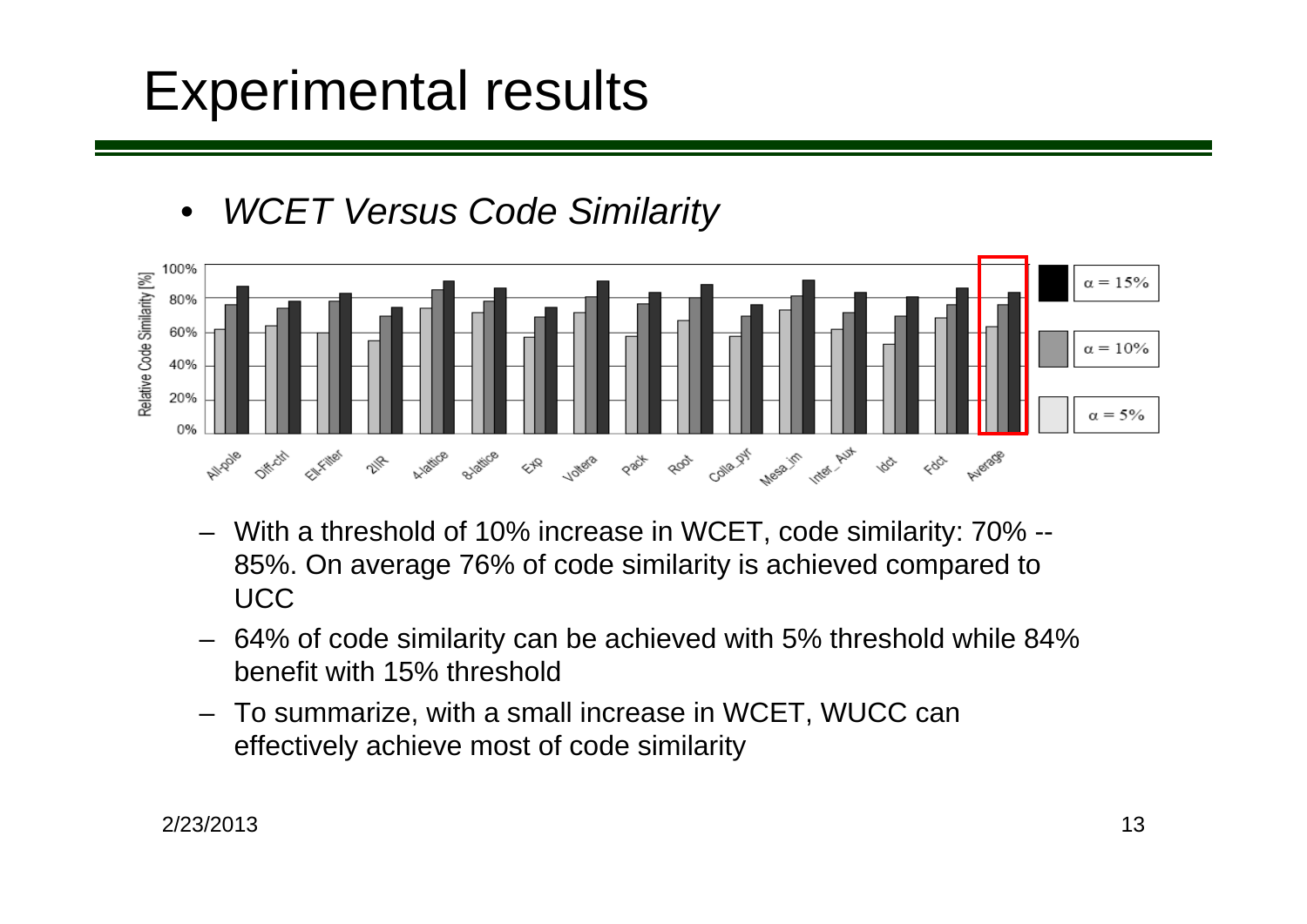# Experimental results

- *WCET Versus Code Similarity*

  - With a threshold of 10% increase in WCET, code similarity: 70% -- 85%. On average 76% of code similarity is achieved compared to UCC
  - 64% of code similarity can be achieved with 5% threshold while 84% benefit with 15% threshold
  - To summarize, with a small increase in WCET, WUCC can effectively achieve most of code similarity

2/23/2013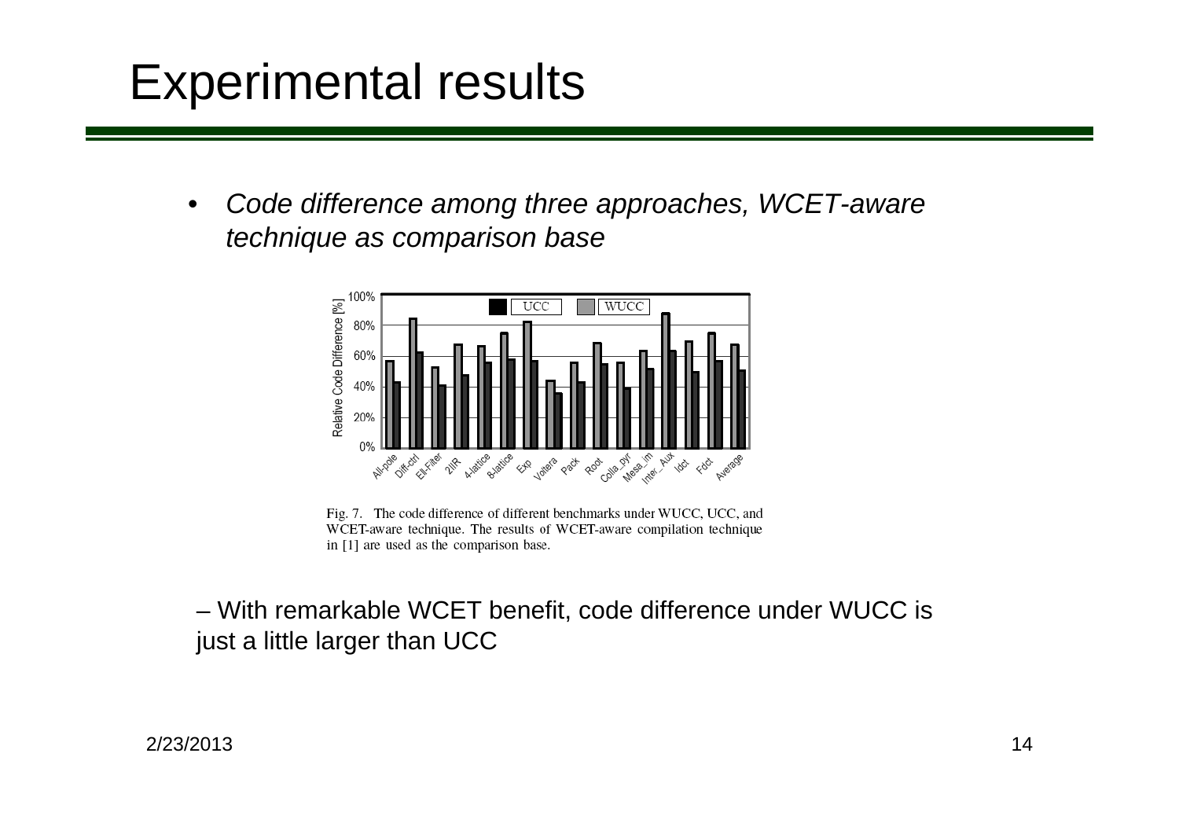# Experimental results

- *Code difference among three approaches, WCET-aware technique as comparison base*

Fig. 7. The code difference of different benchmarks under WUCC, UCC, and WCET-aware technique. The results of WCET-aware compilation technique in [1] are used as the comparison base.

– With remarkable WCET benefit, code difference under WUCC is just a little larger than UCC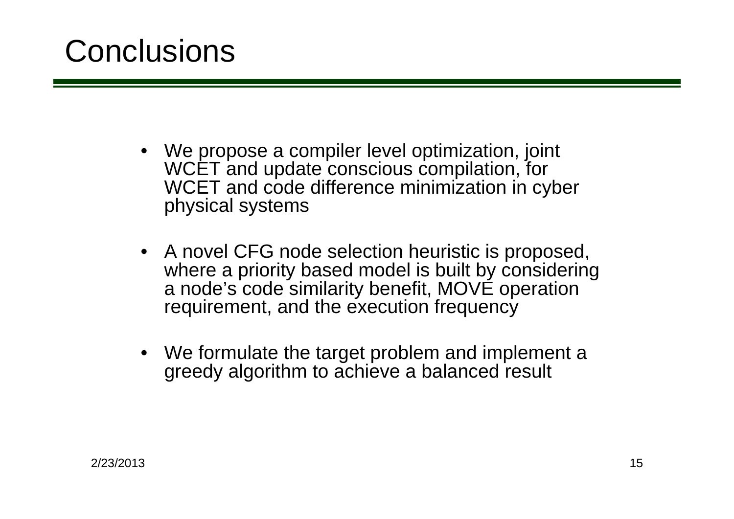# Conclusions

- We propose a compiler level optimization, joint WCET and update conscious compilation, for WCET and code difference minimization in cyber physical systems
- A novel CFG node selection heuristic is proposed, where a priority based model is built by considering a node's code similarity benefit, MOVE operation requirement, and the execution frequency
- We formulate the target problem and implement a greedy algorithm to achieve a balanced result

2/23/2013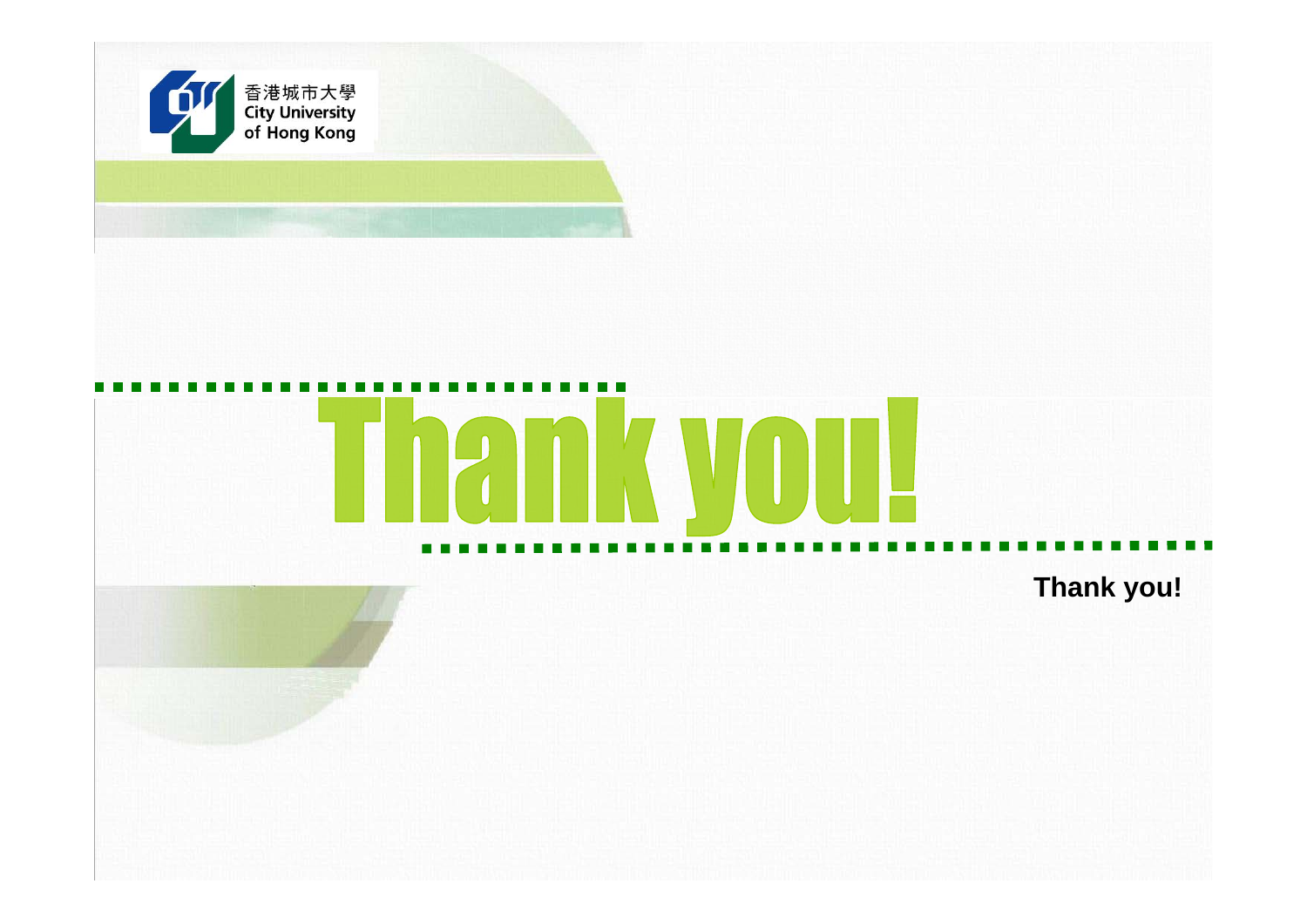香港城市大學
City University
of Hong Kong

# Thank you!

**Thank you!**